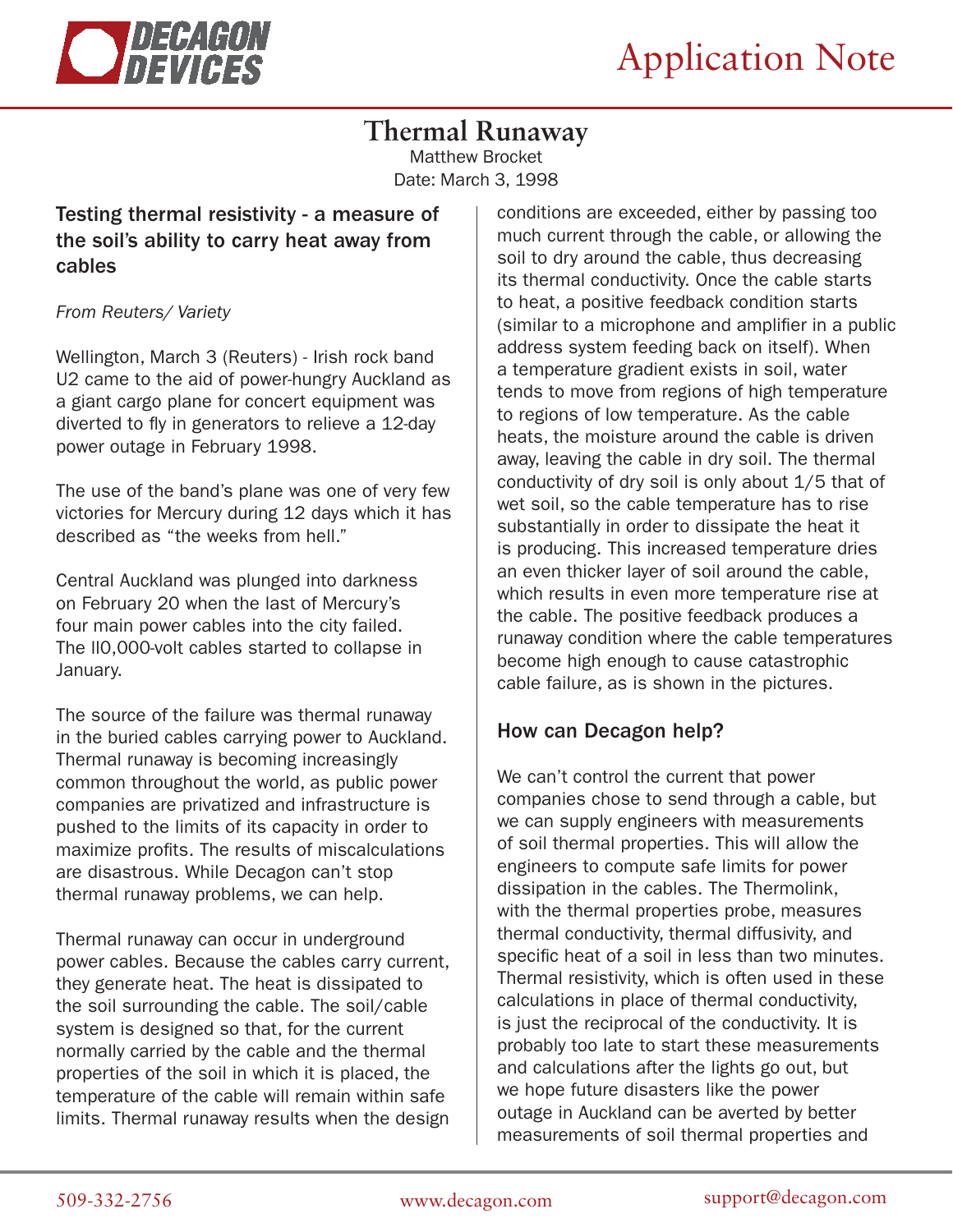# Application Note

## Thermal Runaway

Matthew Brocket
Date: March 3, 1998

### Testing thermal resistivity - a measure of the soil's ability to carry heat away from cables

*From Reuters/ Variety*

Wellington, March 3 (Reuters) - Irish rock band U2 came to the aid of power-hungry Auckland as a giant cargo plane for concert equipment was diverted to fly in generators to relieve a 12-day power outage in February 1998.

The use of the band's plane was one of very few victories for Mercury during 12 days which it has described as "the weeks from hell."

Central Auckland was plunged into darkness on February 20 when the last of Mercury's four main power cables into the city failed. The ll0,000-volt cables started to collapse in January.

The source of the failure was thermal runaway in the buried cables carrying power to Auckland. Thermal runaway is becoming increasingly common throughout the world, as public power companies are privatized and infrastructure is pushed to the limits of its capacity in order to maximize profits. The results of miscalculations are disastrous. While Decagon can't stop thermal runaway problems, we can help.

Thermal runaway can occur in underground power cables. Because the cables carry current, they generate heat. The heat is dissipated to the soil surrounding the cable. The soil/cable system is designed so that, for the current normally carried by the cable and the thermal properties of the soil in which it is placed, the temperature of the cable will remain within safe limits. Thermal runaway results when the design conditions are exceeded, either by passing too much current through the cable, or allowing the soil to dry around the cable, thus decreasing its thermal conductivity. Once the cable starts to heat, a positive feedback condition starts (similar to a microphone and amplifier in a public address system feeding back on itself). When a temperature gradient exists in soil, water tends to move from regions of high temperature to regions of low temperature. As the cable heats, the moisture around the cable is driven away, leaving the cable in dry soil. The thermal conductivity of dry soil is only about 1/5 that of wet soil, so the cable temperature has to rise substantially in order to dissipate the heat it is producing. This increased temperature dries an even thicker layer of soil around the cable, which results in even more temperature rise at the cable. The positive feedback produces a runaway condition where the cable temperatures become high enough to cause catastrophic cable failure, as is shown in the pictures.

### How can Decagon help?

We can't control the current that power companies chose to send through a cable, but we can supply engineers with measurements of soil thermal properties. This will allow the engineers to compute safe limits for power dissipation in the cables. The Thermolink, with the thermal properties probe, measures thermal conductivity, thermal diffusivity, and specific heat of a soil in less than two minutes. Thermal resistivity, which is often used in these calculations in place of thermal conductivity, is just the reciprocal of the conductivity. It is probably too late to start these measurements and calculations after the lights go out, but we hope future disasters like the power outage in Auckland can be averted by better measurements of soil thermal properties and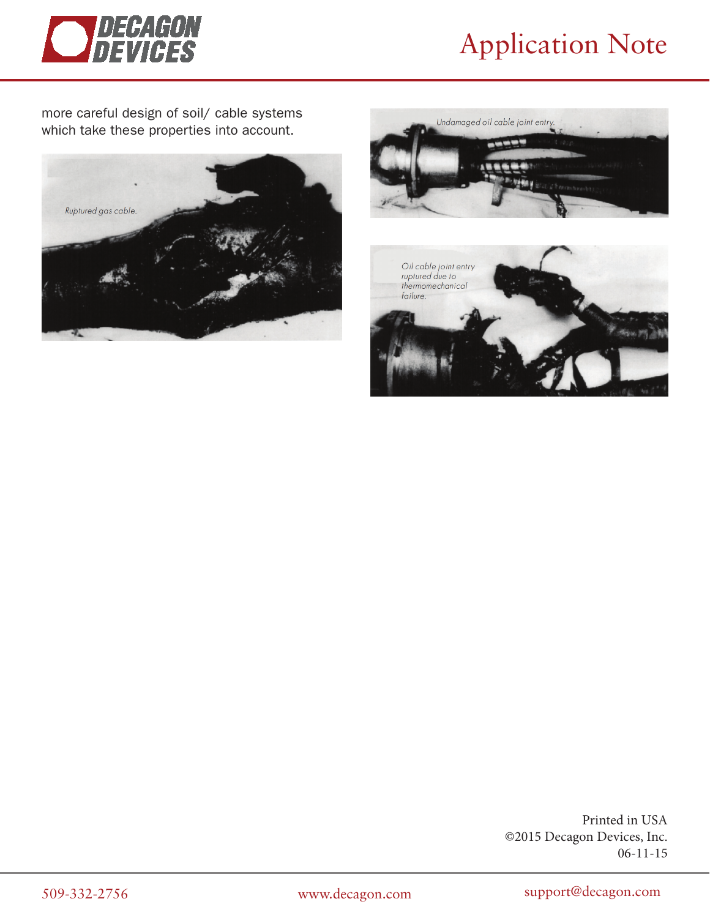more careful design of soil/ cable systems which take these properties into account.

*Ruptured gas cable.*

*Undamaged oil cable joint entry.*

*Oil cable joint entry ruptured due to thermomechanical failure.*

Printed in USA
©2015 Decagon Devices, Inc.
06-11-15